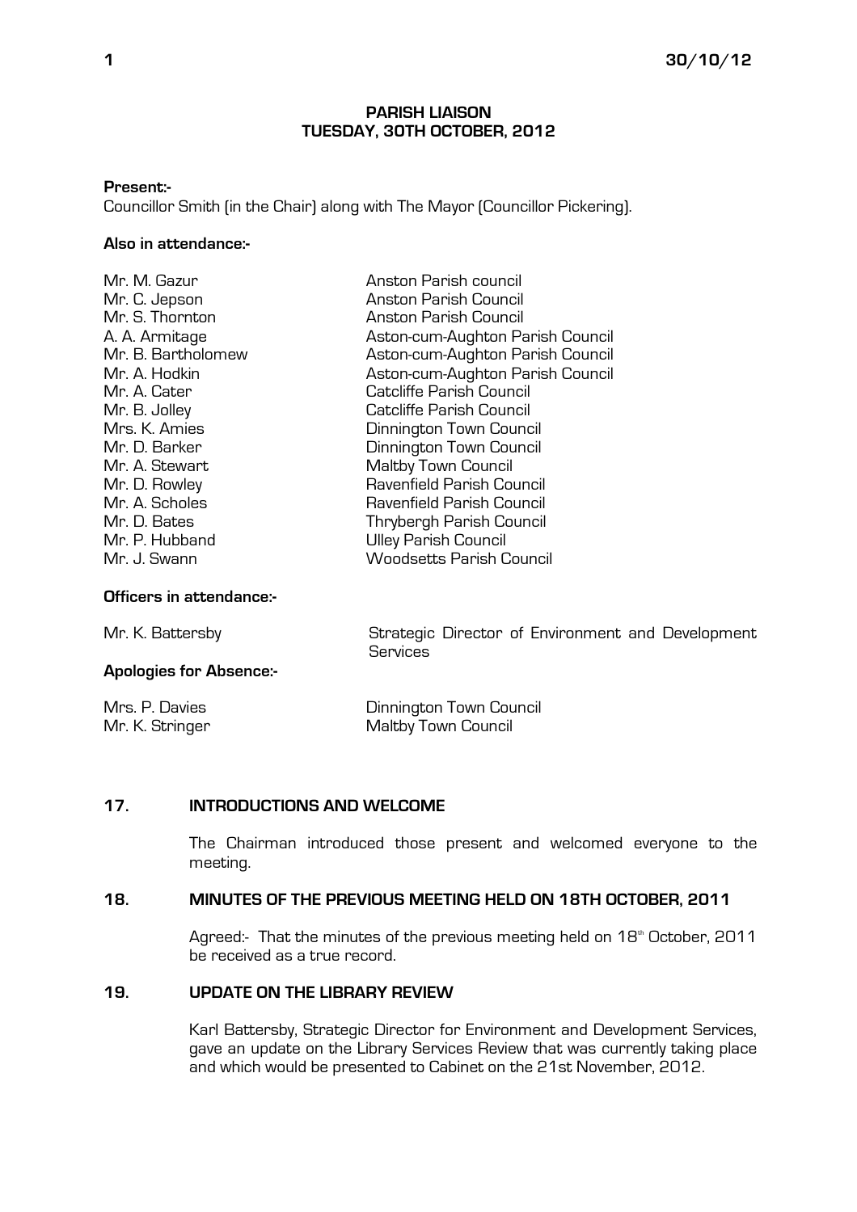## PARISH LIAISON
## TUESDAY, 30TH OCTOBER, 2012

**Present:-**
Councillor Smith (in the Chair) along with The Mayor (Councillor Pickering).

**Also in attendance:-**

| | |
|---|---|
| Mr. M. Gazur | Anston Parish council |
| Mr. C. Jepson | Anston Parish Council |
| Mr. S. Thornton | Anston Parish Council |
| A. A. Armitage | Aston-cum-Aughton Parish Council |
| Mr. B. Bartholomew | Aston-cum-Aughton Parish Council |
| Mr. A. Hodkin | Aston-cum-Aughton Parish Council |
| Mr. A. Cater | Catcliffe Parish Council |
| Mr. B. Jolley | Catcliffe Parish Council |
| Mrs. K. Amies | Dinnington Town Council |
| Mr. D. Barker | Dinnington Town Council |
| Mr. A. Stewart | Maltby Town Council |
| Mr. D. Rowley | Ravenfield Parish Council |
| Mr. A. Scholes | Ravenfield Parish Council |
| Mr. D. Bates | Thrybergh Parish Council |
| Mr. P. Hubband | Ulley Parish Council |
| Mr. J. Swann | Woodsetts Parish Council |

**Officers in attendance:-**

| | |
|---|---|
| Mr. K. Battersby | Strategic Director of Environment and Development Services |

**Apologies for Absence:-**

| | |
|---|---|
| Mrs. P. Davies | Dinnington Town Council |
| Mr. K. Stringer | Maltby Town Council |

### 17. INTRODUCTIONS AND WELCOME

The Chairman introduced those present and welcomed everyone to the meeting.

### 18. MINUTES OF THE PREVIOUS MEETING HELD ON 18TH OCTOBER, 2011

Agreed:- That the minutes of the previous meeting held on 18th October, 2011 be received as a true record.

### 19. UPDATE ON THE LIBRARY REVIEW

Karl Battersby, Strategic Director for Environment and Development Services, gave an update on the Library Services Review that was currently taking place and which would be presented to Cabinet on the 21st November, 2012.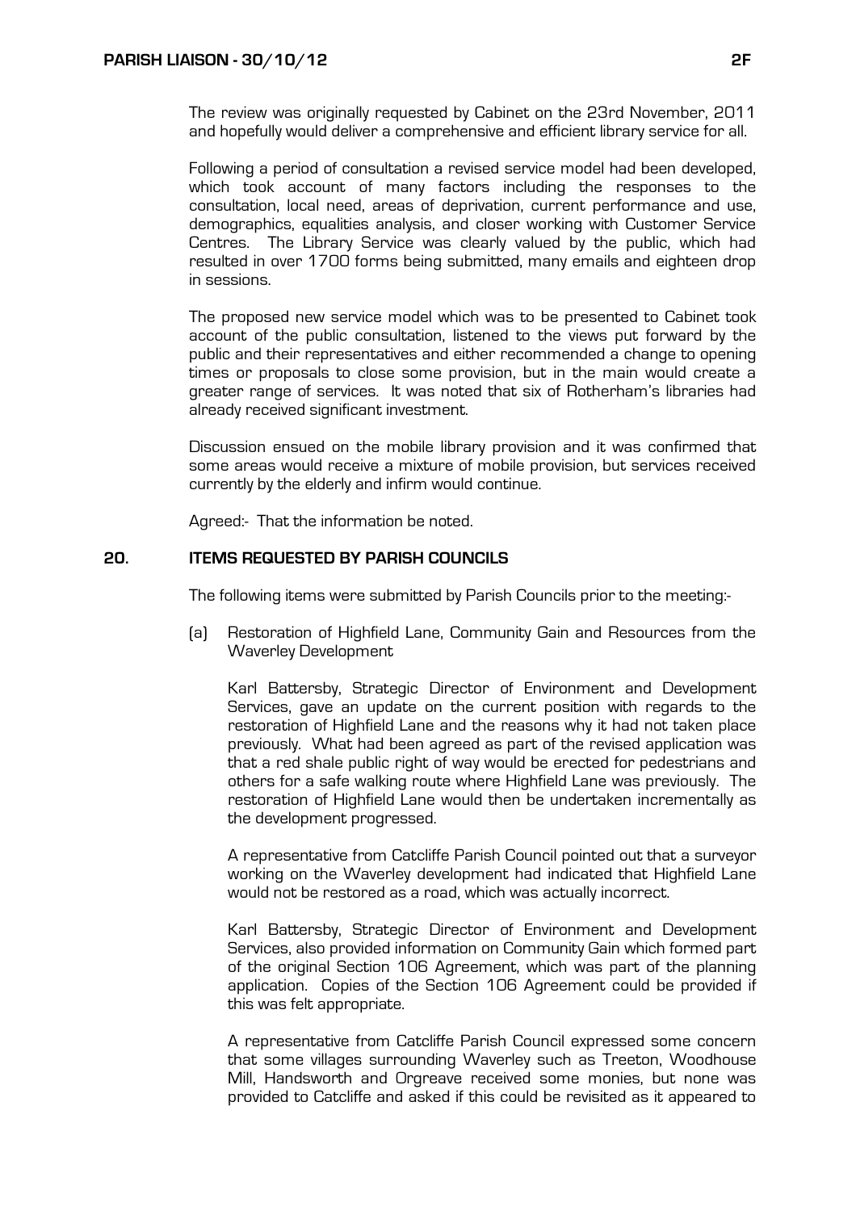The review was originally requested by Cabinet on the 23rd November, 2011 and hopefully would deliver a comprehensive and efficient library service for all.

Following a period of consultation a revised service model had been developed, which took account of many factors including the responses to the consultation, local need, areas of deprivation, current performance and use, demographics, equalities analysis, and closer working with Customer Service Centres. The Library Service was clearly valued by the public, which had resulted in over 1700 forms being submitted, many emails and eighteen drop in sessions.

The proposed new service model which was to be presented to Cabinet took account of the public consultation, listened to the views put forward by the public and their representatives and either recommended a change to opening times or proposals to close some provision, but in the main would create a greater range of services. It was noted that six of Rotherham's libraries had already received significant investment.

Discussion ensued on the mobile library provision and it was confirmed that some areas would receive a mixture of mobile provision, but services received currently by the elderly and infirm would continue.

Agreed:- That the information be noted.

## 20. ITEMS REQUESTED BY PARISH COUNCILS

The following items were submitted by Parish Councils prior to the meeting:-

(a) Restoration of Highfield Lane, Community Gain and Resources from the Waverley Development

Karl Battersby, Strategic Director of Environment and Development Services, gave an update on the current position with regards to the restoration of Highfield Lane and the reasons why it had not taken place previously. What had been agreed as part of the revised application was that a red shale public right of way would be erected for pedestrians and others for a safe walking route where Highfield Lane was previously. The restoration of Highfield Lane would then be undertaken incrementally as the development progressed.

A representative from Catcliffe Parish Council pointed out that a surveyor working on the Waverley development had indicated that Highfield Lane would not be restored as a road, which was actually incorrect.

Karl Battersby, Strategic Director of Environment and Development Services, also provided information on Community Gain which formed part of the original Section 106 Agreement, which was part of the planning application. Copies of the Section 106 Agreement could be provided if this was felt appropriate.

A representative from Catcliffe Parish Council expressed some concern that some villages surrounding Waverley such as Treeton, Woodhouse Mill, Handsworth and Orgreave received some monies, but none was provided to Catcliffe and asked if this could be revisited as it appeared to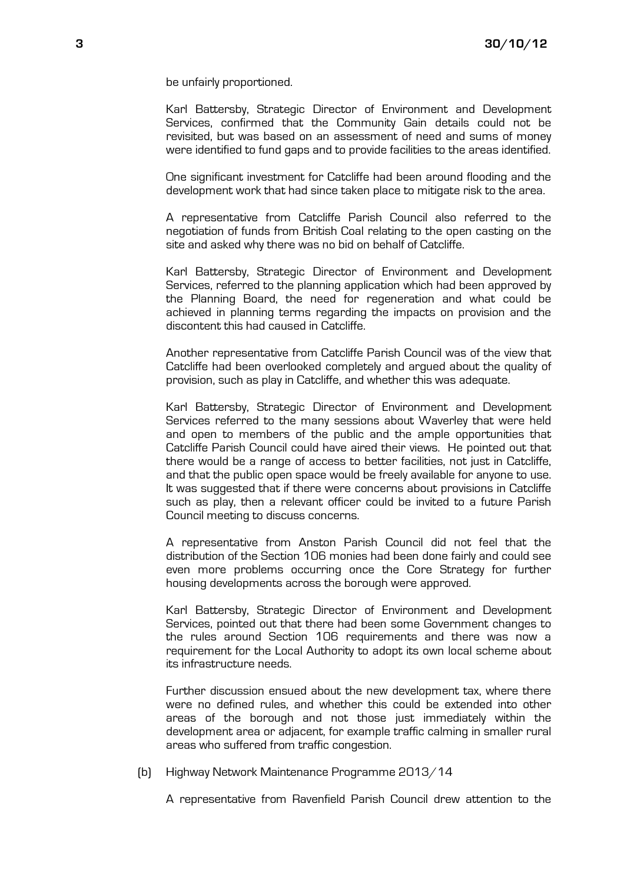be unfairly proportioned.

Karl Battersby, Strategic Director of Environment and Development Services, confirmed that the Community Gain details could not be revisited, but was based on an assessment of need and sums of money were identified to fund gaps and to provide facilities to the areas identified.

One significant investment for Catcliffe had been around flooding and the development work that had since taken place to mitigate risk to the area.

A representative from Catcliffe Parish Council also referred to the negotiation of funds from British Coal relating to the open casting on the site and asked why there was no bid on behalf of Catcliffe.

Karl Battersby, Strategic Director of Environment and Development Services, referred to the planning application which had been approved by the Planning Board, the need for regeneration and what could be achieved in planning terms regarding the impacts on provision and the discontent this had caused in Catcliffe.

Another representative from Catcliffe Parish Council was of the view that Catcliffe had been overlooked completely and argued about the quality of provision, such as play in Catcliffe, and whether this was adequate.

Karl Battersby, Strategic Director of Environment and Development Services referred to the many sessions about Waverley that were held and open to members of the public and the ample opportunities that Catcliffe Parish Council could have aired their views. He pointed out that there would be a range of access to better facilities, not just in Catcliffe, and that the public open space would be freely available for anyone to use. It was suggested that if there were concerns about provisions in Catcliffe such as play, then a relevant officer could be invited to a future Parish Council meeting to discuss concerns.

A representative from Anston Parish Council did not feel that the distribution of the Section 106 monies had been done fairly and could see even more problems occurring once the Core Strategy for further housing developments across the borough were approved.

Karl Battersby, Strategic Director of Environment and Development Services, pointed out that there had been some Government changes to the rules around Section 106 requirements and there was now a requirement for the Local Authority to adopt its own local scheme about its infrastructure needs.

Further discussion ensued about the new development tax, where there were no defined rules, and whether this could be extended into other areas of the borough and not those just immediately within the development area or adjacent, for example traffic calming in smaller rural areas who suffered from traffic congestion.

(b) Highway Network Maintenance Programme 2013/14

A representative from Ravenfield Parish Council drew attention to the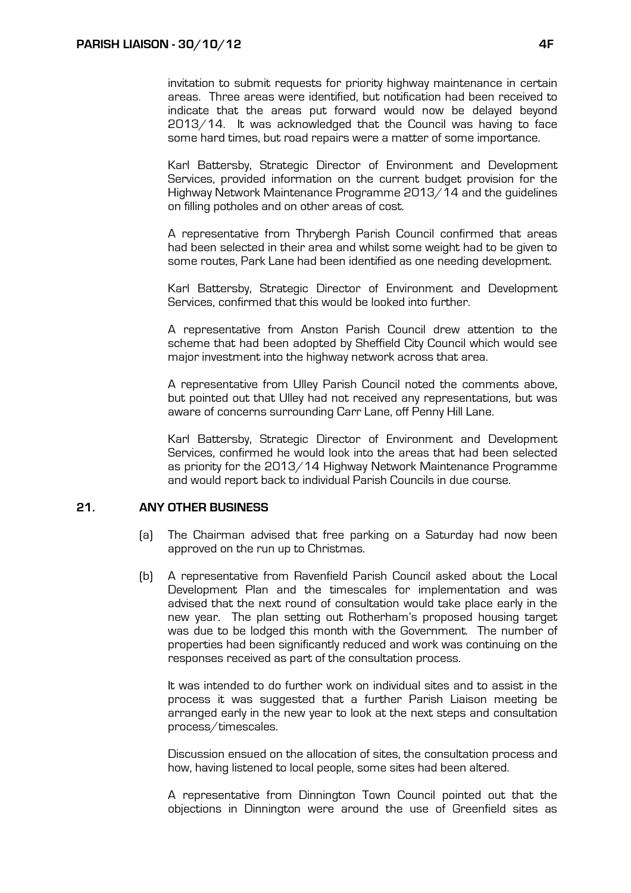invitation to submit requests for priority highway maintenance in certain areas. Three areas were identified, but notification had been received to indicate that the areas put forward would now be delayed beyond 2013/14. It was acknowledged that the Council was having to face some hard times, but road repairs were a matter of some importance.

Karl Battersby, Strategic Director of Environment and Development Services, provided information on the current budget provision for the Highway Network Maintenance Programme 2013/14 and the guidelines on filling potholes and on other areas of cost.

A representative from Thrybergh Parish Council confirmed that areas had been selected in their area and whilst some weight had to be given to some routes, Park Lane had been identified as one needing development.

Karl Battersby, Strategic Director of Environment and Development Services, confirmed that this would be looked into further.

A representative from Anston Parish Council drew attention to the scheme that had been adopted by Sheffield City Council which would see major investment into the highway network across that area.

A representative from Ulley Parish Council noted the comments above, but pointed out that Ulley had not received any representations, but was aware of concerns surrounding Carr Lane, off Penny Hill Lane.

Karl Battersby, Strategic Director of Environment and Development Services, confirmed he would look into the areas that had been selected as priority for the 2013/14 Highway Network Maintenance Programme and would report back to individual Parish Councils in due course.

## 21. ANY OTHER BUSINESS

(a) The Chairman advised that free parking on a Saturday had now been approved on the run up to Christmas.

(b) A representative from Ravenfield Parish Council asked about the Local Development Plan and the timescales for implementation and was advised that the next round of consultation would take place early in the new year. The plan setting out Rotherham's proposed housing target was due to be lodged this month with the Government. The number of properties had been significantly reduced and work was continuing on the responses received as part of the consultation process.

It was intended to do further work on individual sites and to assist in the process it was suggested that a further Parish Liaison meeting be arranged early in the new year to look at the next steps and consultation process/timescales.

Discussion ensued on the allocation of sites, the consultation process and how, having listened to local people, some sites had been altered.

A representative from Dinnington Town Council pointed out that the objections in Dinnington were around the use of Greenfield sites as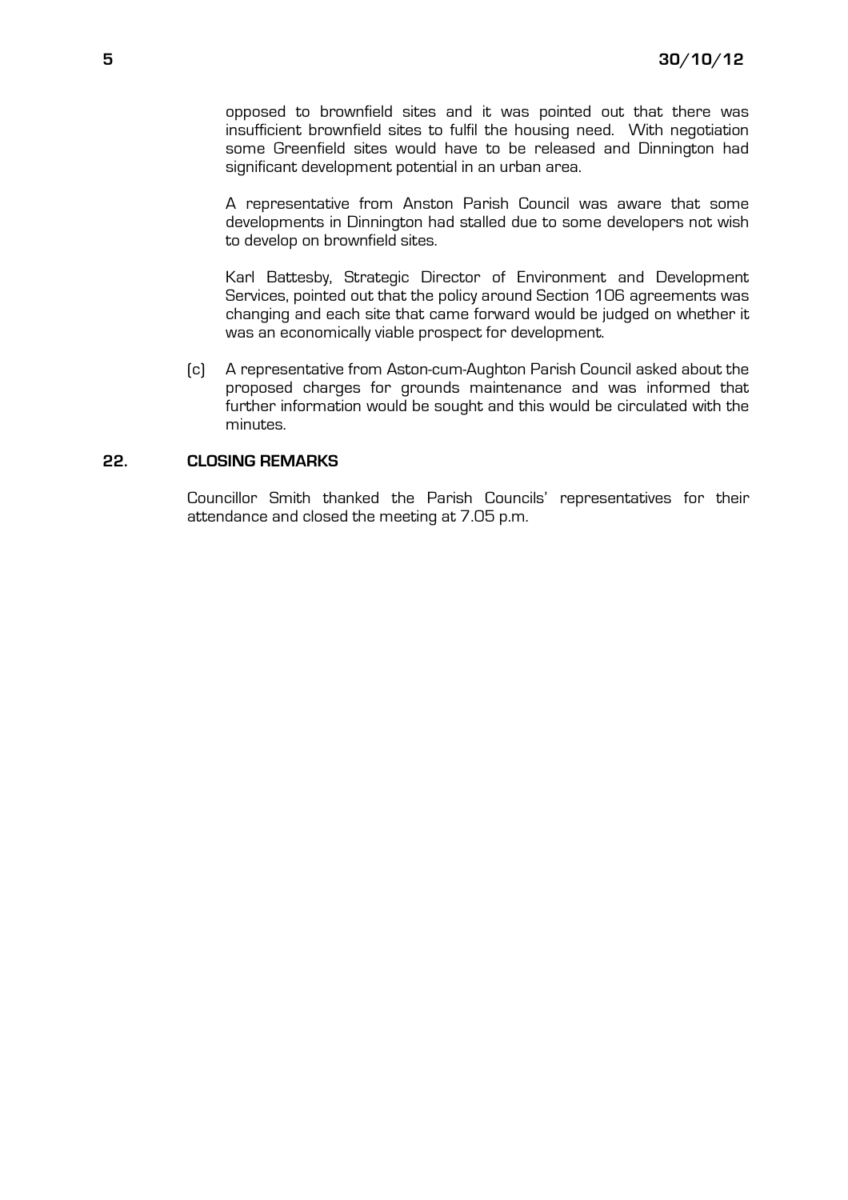opposed to brownfield sites and it was pointed out that there was insufficient brownfield sites to fulfil the housing need. With negotiation some Greenfield sites would have to be released and Dinnington had significant development potential in an urban area.

A representative from Anston Parish Council was aware that some developments in Dinnington had stalled due to some developers not wish to develop on brownfield sites.

Karl Battesby, Strategic Director of Environment and Development Services, pointed out that the policy around Section 106 agreements was changing and each site that came forward would be judged on whether it was an economically viable prospect for development.

(c) A representative from Aston-cum-Aughton Parish Council asked about the proposed charges for grounds maintenance and was informed that further information would be sought and this would be circulated with the minutes.

## 22. CLOSING REMARKS

Councillor Smith thanked the Parish Councils' representatives for their attendance and closed the meeting at 7.05 p.m.